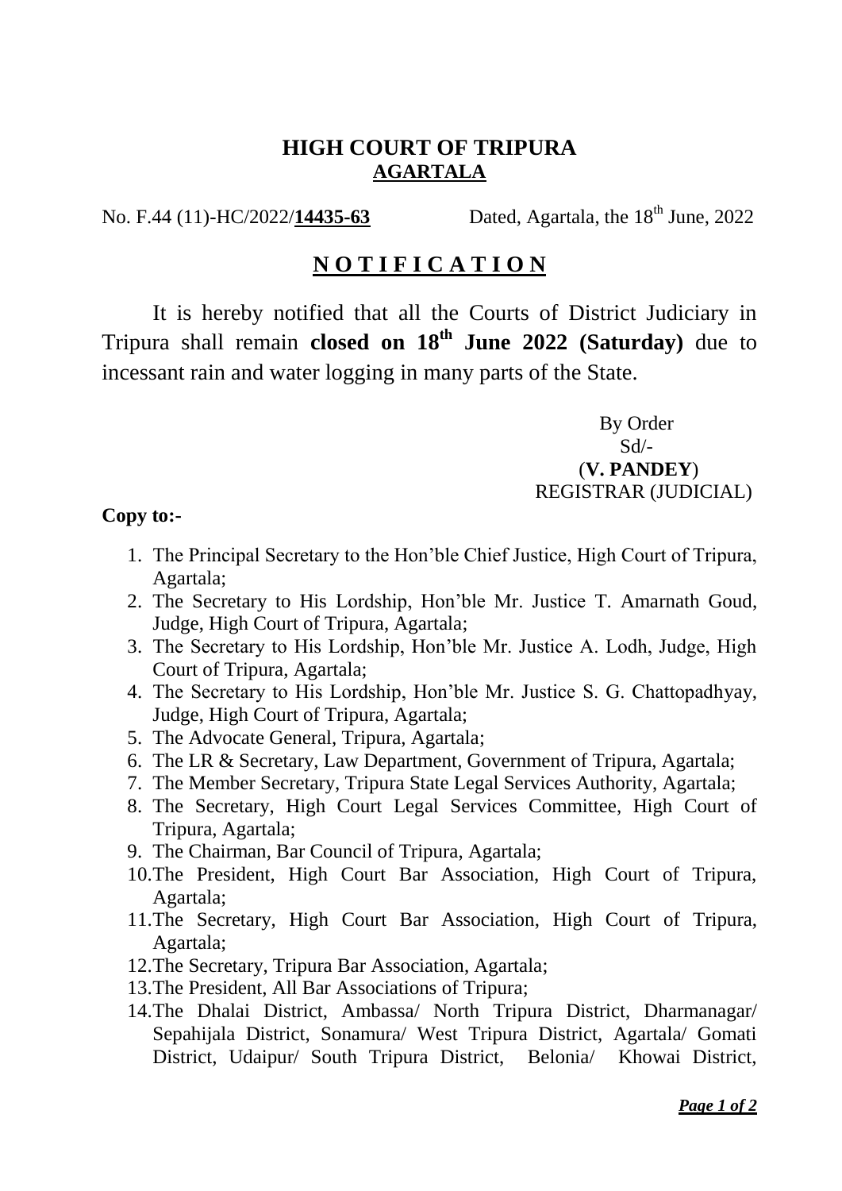# HIGH COURT OF TRIPURA
## AGARTALA

No. F.44 (11)-HC/2022/**14435-63** Dated, Agartala, the 18th June, 2022

## NOTIFICATION

It is hereby notified that all the Courts of District Judiciary in Tripura shall remain **closed on 18th June 2022 (Saturday)** due to incessant rain and water logging in many parts of the State.

By Order
Sd/-
(**V. PANDEY**)
REGISTRAR (JUDICIAL)

**Copy to:-**

1. The Principal Secretary to the Hon'ble Chief Justice, High Court of Tripura, Agartala;
2. The Secretary to His Lordship, Hon'ble Mr. Justice T. Amarnath Goud, Judge, High Court of Tripura, Agartala;
3. The Secretary to His Lordship, Hon'ble Mr. Justice A. Lodh, Judge, High Court of Tripura, Agartala;
4. The Secretary to His Lordship, Hon'ble Mr. Justice S. G. Chattopadhyay, Judge, High Court of Tripura, Agartala;
5. The Advocate General, Tripura, Agartala;
6. The LR & Secretary, Law Department, Government of Tripura, Agartala;
7. The Member Secretary, Tripura State Legal Services Authority, Agartala;
8. The Secretary, High Court Legal Services Committee, High Court of Tripura, Agartala;
9. The Chairman, Bar Council of Tripura, Agartala;
10. The President, High Court Bar Association, High Court of Tripura, Agartala;
11. The Secretary, High Court Bar Association, High Court of Tripura, Agartala;
12. The Secretary, Tripura Bar Association, Agartala;
13. The President, All Bar Associations of Tripura;
14. The Dhalai District, Ambassa/ North Tripura District, Dharmanagar/ Sepahijala District, Sonamura/ West Tripura District, Agartala/ Gomati District, Udaipur/ South Tripura District, Belonia/ Khowai District,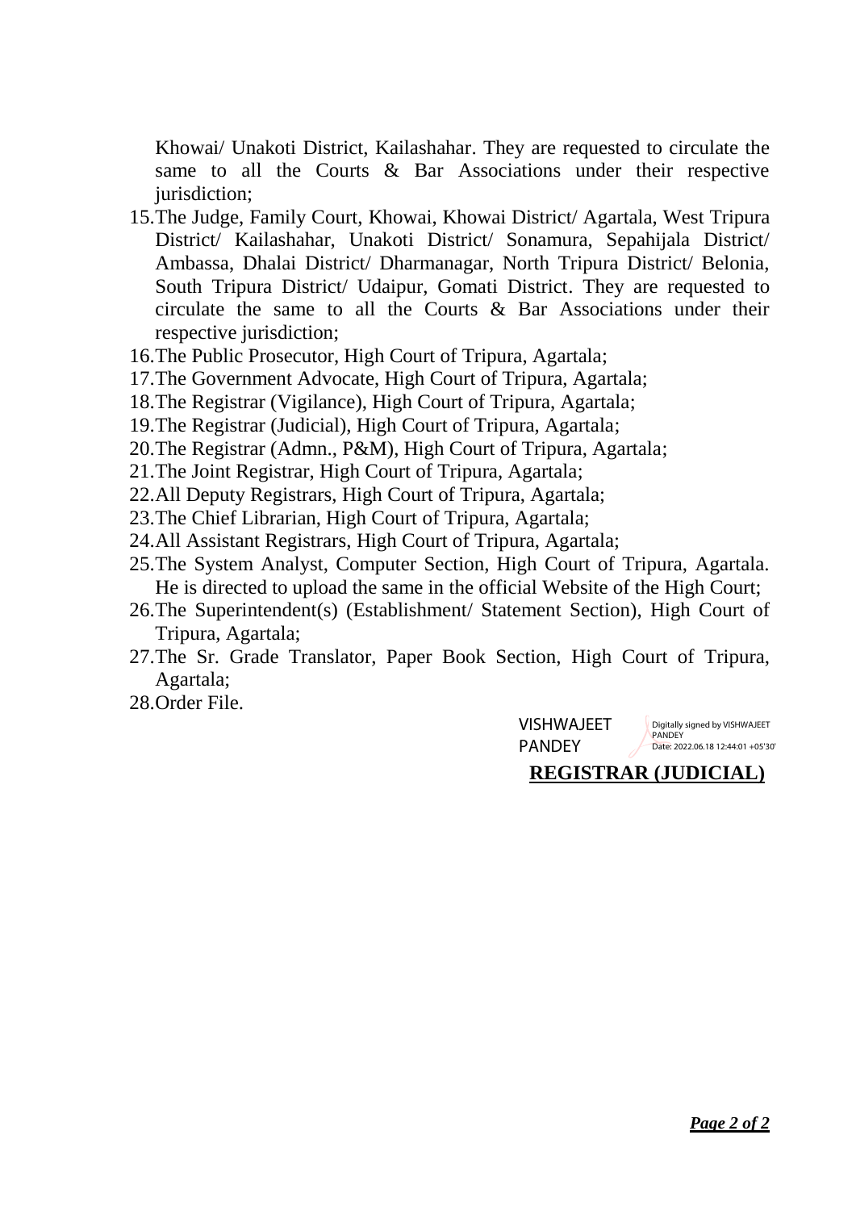Khowai/ Unakoti District, Kailashahar. They are requested to circulate the same to all the Courts & Bar Associations under their respective jurisdiction;

15. The Judge, Family Court, Khowai, Khowai District/ Agartala, West Tripura District/ Kailashahar, Unakoti District/ Sonamura, Sepahijala District/ Ambassa, Dhalai District/ Dharmanagar, North Tripura District/ Belonia, South Tripura District/ Udaipur, Gomati District. They are requested to circulate the same to all the Courts & Bar Associations under their respective jurisdiction;
16. The Public Prosecutor, High Court of Tripura, Agartala;
17. The Government Advocate, High Court of Tripura, Agartala;
18. The Registrar (Vigilance), High Court of Tripura, Agartala;
19. The Registrar (Judicial), High Court of Tripura, Agartala;
20. The Registrar (Admn., P&M), High Court of Tripura, Agartala;
21. The Joint Registrar, High Court of Tripura, Agartala;
22. All Deputy Registrars, High Court of Tripura, Agartala;
23. The Chief Librarian, High Court of Tripura, Agartala;
24. All Assistant Registrars, High Court of Tripura, Agartala;
25. The System Analyst, Computer Section, High Court of Tripura, Agartala. He is directed to upload the same in the official Website of the High Court;
26. The Superintendent(s) (Establishment/ Statement Section), High Court of Tripura, Agartala;
27. The Sr. Grade Translator, Paper Book Section, High Court of Tripura, Agartala;
28. Order File.

VISHWAJEET PANDEY

Digitally signed by VISHWAJEET PANDEY
Date: 2022.06.18 12:44:01 +05'30'

**REGISTRAR (JUDICIAL)**